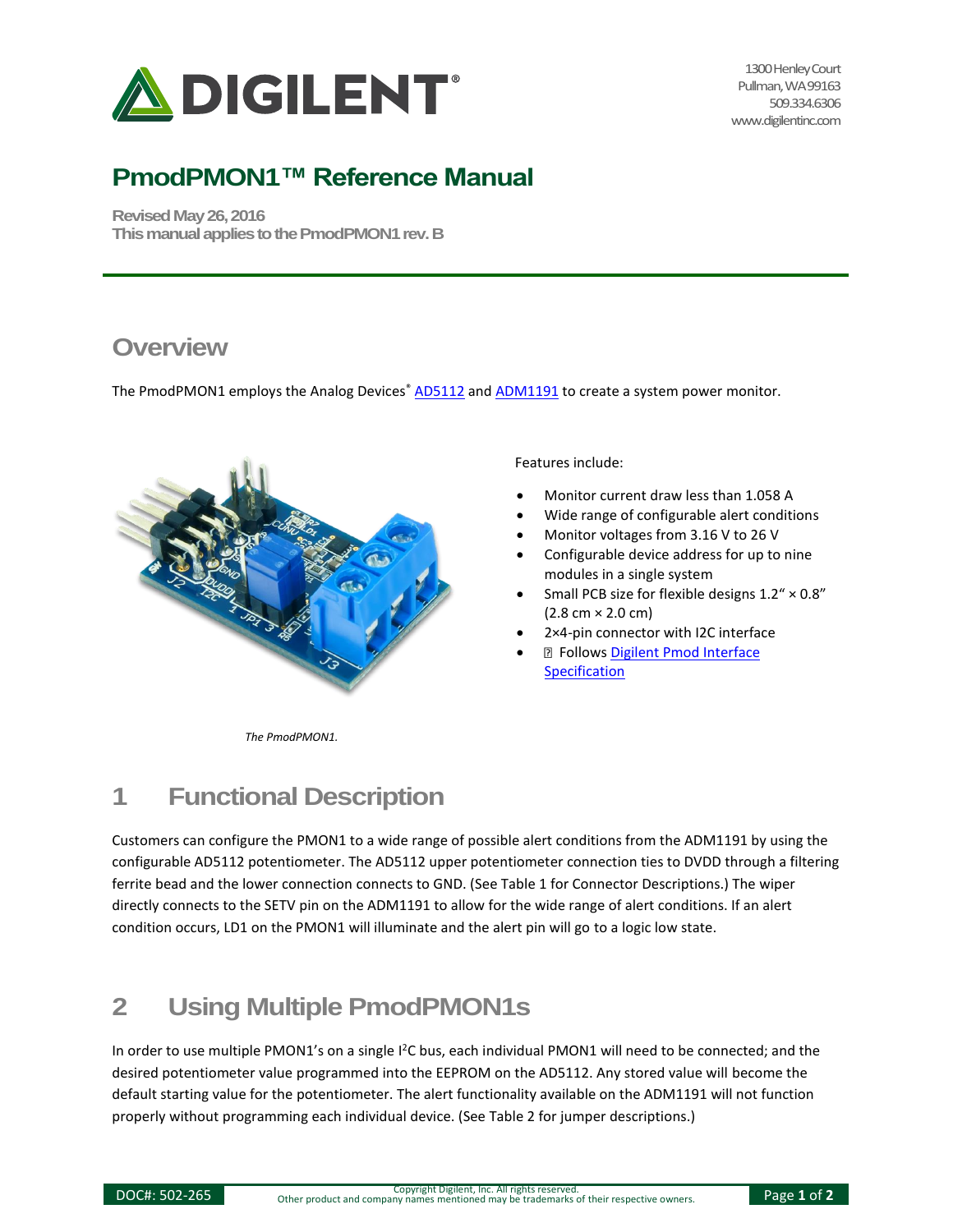# PmodPMON1™ Reference Manual

Revised May 26, 2016
This manual applies to the PmodPMON1 rev. B

## Overview

The PmodPMON1 employs the Analog Devices® AD5112 and ADM1191 to create a system power monitor.

*The PmodPMON1.*

Features include:

- Monitor current draw less than 1.058 A
- Wide range of configurable alert conditions
- Monitor voltages from 3.16 V to 26 V
- Configurable device address for up to nine modules in a single system
- Small PCB size for flexible designs 1.2" × 0.8" (2.8 cm × 2.0 cm)
- 2×4-pin connector with I2C interface
- Follows Digilent Pmod Interface Specification

## 1 Functional Description

Customers can configure the PMON1 to a wide range of possible alert conditions from the ADM1191 by using the configurable AD5112 potentiometer. The AD5112 upper potentiometer connection ties to DVDD through a filtering ferrite bead and the lower connection connects to GND. (See Table 1 for Connector Descriptions.) The wiper directly connects to the SETV pin on the ADM1191 to allow for the wide range of alert conditions. If an alert condition occurs, LD1 on the PMON1 will illuminate and the alert pin will go to a logic low state.

## 2 Using Multiple PmodPMON1s

In order to use multiple PMON1's on a single I²C bus, each individual PMON1 will need to be connected; and the desired potentiometer value programmed into the EEPROM on the AD5112. Any stored value will become the default starting value for the potentiometer. The alert functionality available on the ADM1191 will not function properly without programming each individual device. (See Table 2 for jumper descriptions.)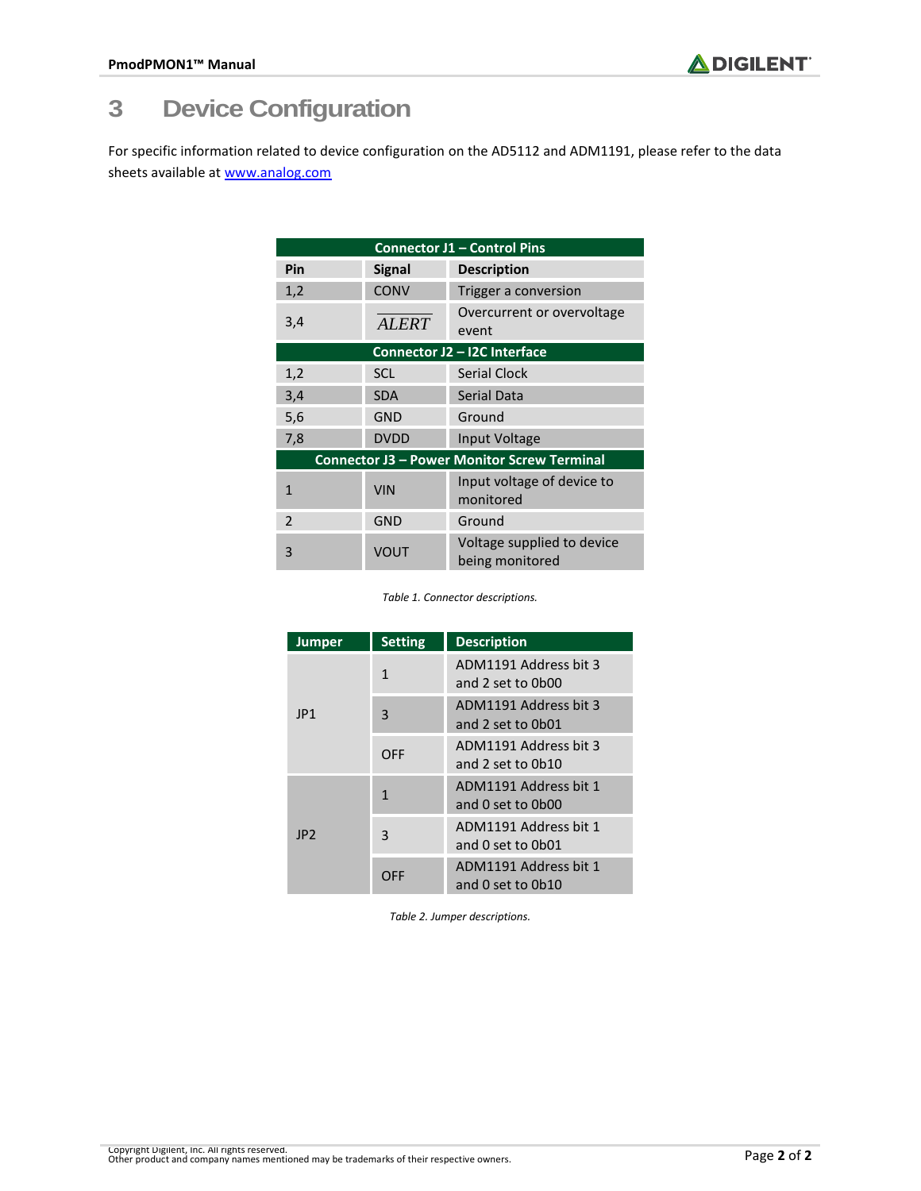# 3 Device Configuration

For specific information related to device configuration on the AD5112 and ADM1191, please refer to the data sheets available at [www.analog.com](www.analog.com)

| Connector J1 – Control Pins | | |
|---|---|---|
| **Pin** | **Signal** | **Description** |
| 1,2 | CONV | Trigger a conversion |
| 3,4 | $\overline{ALERT}$ | Overcurrent or overvoltage event |
| **Connector J2 – I2C Interface** | | |
| 1,2 | SCL | Serial Clock |
| 3,4 | SDA | Serial Data |
| 5,6 | GND | Ground |
| 7,8 | DVDD | Input Voltage |
| **Connector J3 – Power Monitor Screw Terminal** | | |
| 1 | VIN | Input voltage of device to monitored |
| 2 | GND | Ground |
| 3 | VOUT | Voltage supplied to device being monitored |

*Table 1. Connector descriptions.*

| Jumper | Setting | Description |
|---|---|---|
| JP1 | 1 | ADM1191 Address bit 3 and 2 set to 0b00 |
| | 3 | ADM1191 Address bit 3 and 2 set to 0b01 |
| | OFF | ADM1191 Address bit 3 and 2 set to 0b10 |
| JP2 | 1 | ADM1191 Address bit 1 and 0 set to 0b00 |
| | 3 | ADM1191 Address bit 1 and 0 set to 0b01 |
| | OFF | ADM1191 Address bit 1 and 0 set to 0b10 |

*Table 2. Jumper descriptions.*